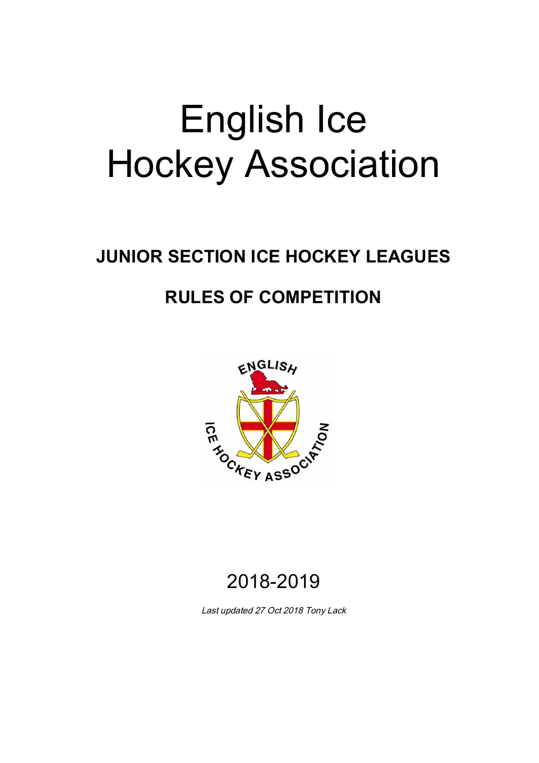# English Ice Hockey Association

## JUNIOR SECTION ICE HOCKEY LEAGUES

## RULES OF COMPETITION

2018-2019

*Last updated 27 Oct 2018 Tony Lack*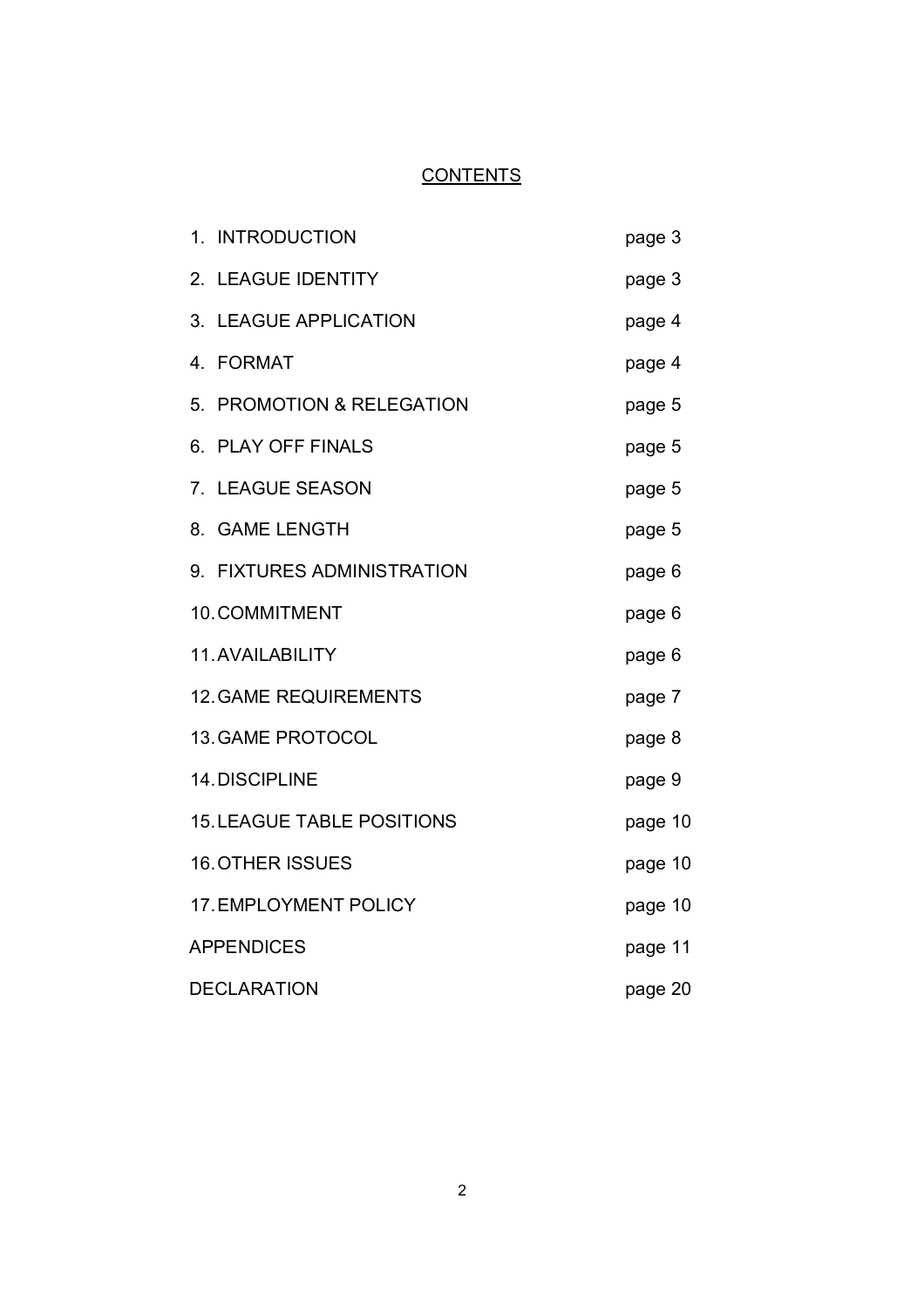# CONTENTS

| | |
|---|---|
| 1. INTRODUCTION | page 3 |
| 2. LEAGUE IDENTITY | page 3 |
| 3. LEAGUE APPLICATION | page 4 |
| 4. FORMAT | page 4 |
| 5. PROMOTION & RELEGATION | page 5 |
| 6. PLAY OFF FINALS | page 5 |
| 7. LEAGUE SEASON | page 5 |
| 8. GAME LENGTH | page 5 |
| 9. FIXTURES ADMINISTRATION | page 6 |
| 10. COMMITMENT | page 6 |
| 11. AVAILABILITY | page 6 |
| 12. GAME REQUIREMENTS | page 7 |
| 13. GAME PROTOCOL | page 8 |
| 14. DISCIPLINE | page 9 |
| 15. LEAGUE TABLE POSITIONS | page 10 |
| 16. OTHER ISSUES | page 10 |
| 17. EMPLOYMENT POLICY | page 10 |
| APPENDICES | page 11 |
| DECLARATION | page 20 |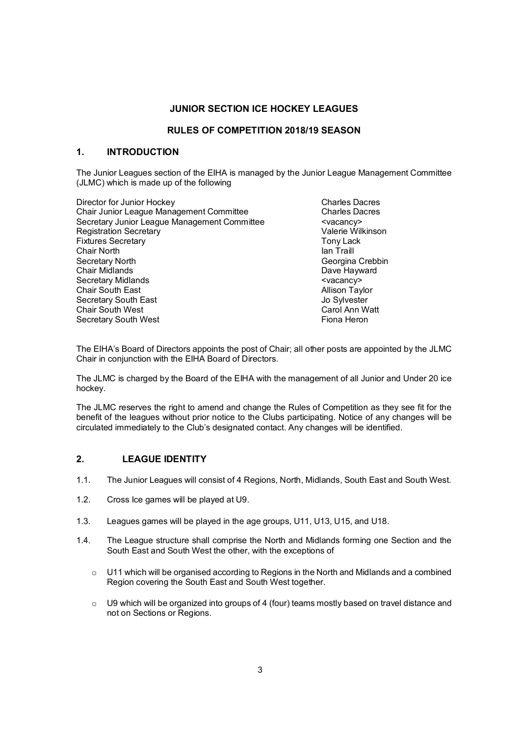**JUNIOR SECTION ICE HOCKEY LEAGUES**

**RULES OF COMPETITION 2018/19 SEASON**

## 1. INTRODUCTION

The Junior Leagues section of the EIHA is managed by the Junior League Management Committee (JLMC) which is made up of the following

| | |
|---|---|
| Director for Junior Hockey | Charles Dacres |
| Chair Junior League Management Committee | Charles Dacres |
| Secretary Junior League Management Committee | <vacancy> |
| Registration Secretary | Valerie Wilkinson |
| Fixtures Secretary | Tony Lack |
| Chair North | Ian Traill |
| Secretary North | Georgina Crebbin |
| Chair Midlands | Dave Hayward |
| Secretary Midlands | <vacancy> |
| Chair South East | Allison Taylor |
| Secretary South East | Jo Sylvester |
| Chair South West | Carol Ann Watt |
| Secretary South West | Fiona Heron |

The EIHA's Board of Directors appoints the post of Chair; all other posts are appointed by the JLMC Chair in conjunction with the EIHA Board of Directors.

The JLMC is charged by the Board of the EIHA with the management of all Junior and Under 20 ice hockey.

The JLMC reserves the right to amend and change the Rules of Competition as they see fit for the benefit of the leagues without prior notice to the Clubs participating. Notice of any changes will be circulated immediately to the Club's designated contact. Any changes will be identified.

## 2. LEAGUE IDENTITY

1.1. The Junior Leagues will consist of 4 Regions, North, Midlands, South East and South West.

1.2. Cross Ice games will be played at U9.

1.3. Leagues games will be played in the age groups, U11, U13, U15, and U18.

1.4. The League structure shall comprise the North and Midlands forming one Section and the South East and South West the other, with the exceptions of

- U11 which will be organised according to Regions in the North and Midlands and a combined Region covering the South East and South West together.
- U9 which will be organized into groups of 4 (four) teams mostly based on travel distance and not on Sections or Regions.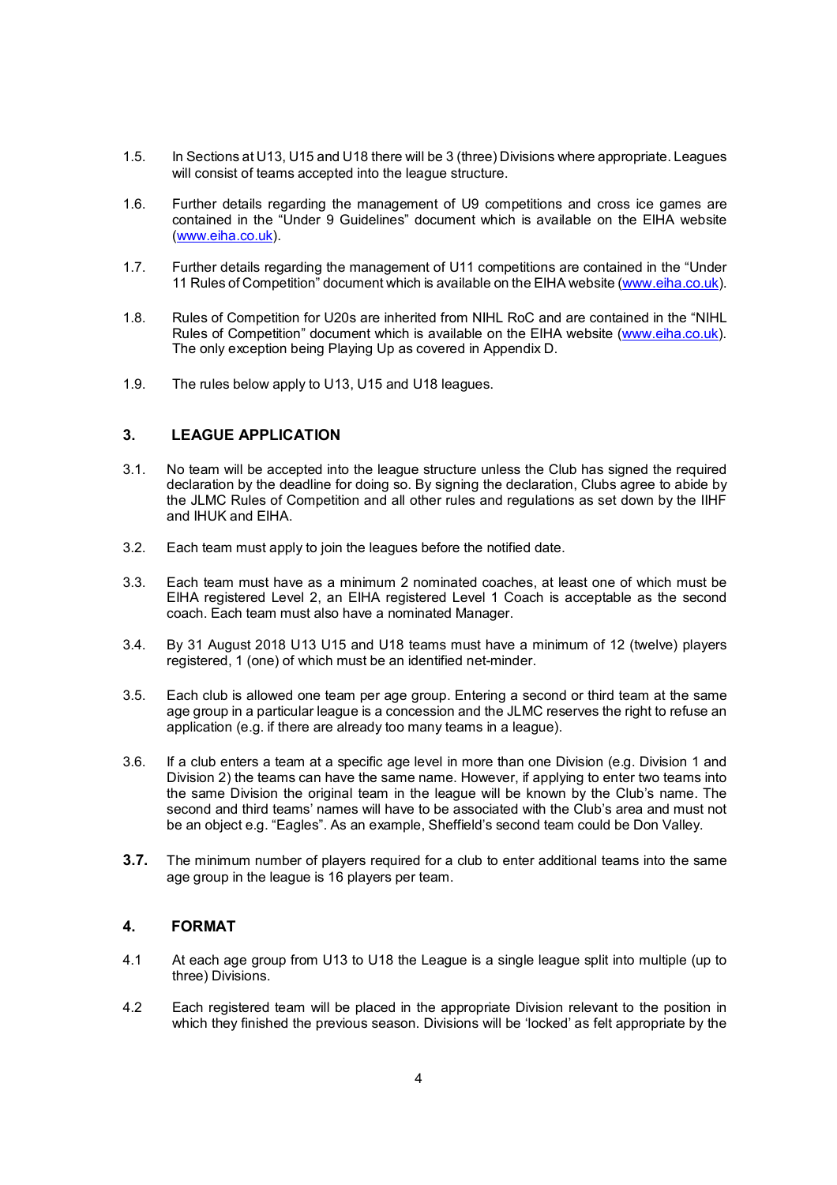1.5. In Sections at U13, U15 and U18 there will be 3 (three) Divisions where appropriate. Leagues will consist of teams accepted into the league structure.

1.6. Further details regarding the management of U9 competitions and cross ice games are contained in the "Under 9 Guidelines" document which is available on the EIHA website ([www.eiha.co.uk](http://www.eiha.co.uk)).

1.7. Further details regarding the management of U11 competitions are contained in the "Under 11 Rules of Competition" document which is available on the EIHA website ([www.eiha.co.uk](http://www.eiha.co.uk)).

1.8. Rules of Competition for U20s are inherited from NIHL RoC and are contained in the "NIHL Rules of Competition" document which is available on the EIHA website ([www.eiha.co.uk](http://www.eiha.co.uk)). The only exception being Playing Up as covered in Appendix D.

1.9. The rules below apply to U13, U15 and U18 leagues.

## 3. LEAGUE APPLICATION

3.1. No team will be accepted into the league structure unless the Club has signed the required declaration by the deadline for doing so. By signing the declaration, Clubs agree to abide by the JLMC Rules of Competition and all other rules and regulations as set down by the IIHF and IHUK and EIHA.

3.2. Each team must apply to join the leagues before the notified date.

3.3. Each team must have as a minimum 2 nominated coaches, at least one of which must be EIHA registered Level 2, an EIHA registered Level 1 Coach is acceptable as the second coach. Each team must also have a nominated Manager.

3.4. By 31 August 2018 U13 U15 and U18 teams must have a minimum of 12 (twelve) players registered, 1 (one) of which must be an identified net-minder.

3.5. Each club is allowed one team per age group. Entering a second or third team at the same age group in a particular league is a concession and the JLMC reserves the right to refuse an application (e.g. if there are already too many teams in a league).

3.6. If a club enters a team at a specific age level in more than one Division (e.g. Division 1 and Division 2) the teams can have the same name. However, if applying to enter two teams into the same Division the original team in the league will be known by the Club's name. The second and third teams' names will have to be associated with the Club's area and must not be an object e.g. "Eagles". As an example, Sheffield's second team could be Don Valley.

**3.7.** The minimum number of players required for a club to enter additional teams into the same age group in the league is 16 players per team.

## 4. FORMAT

4.1 At each age group from U13 to U18 the League is a single league split into multiple (up to three) Divisions.

4.2 Each registered team will be placed in the appropriate Division relevant to the position in which they finished the previous season. Divisions will be 'locked' as felt appropriate by the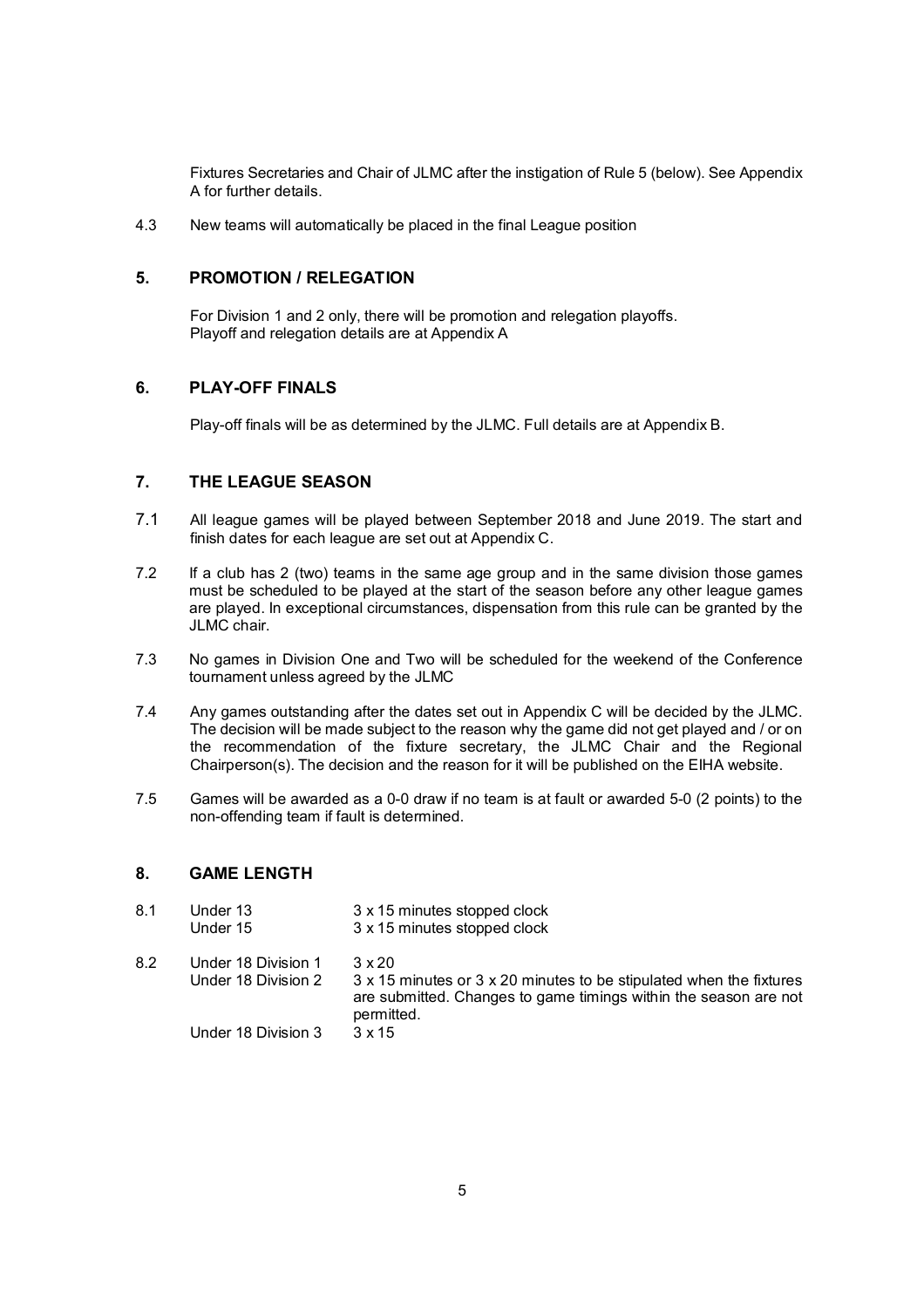Fixtures Secretaries and Chair of JLMC after the instigation of Rule 5 (below). See Appendix A for further details.

4.3 New teams will automatically be placed in the final League position

## 5. PROMOTION / RELEGATION

For Division 1 and 2 only, there will be promotion and relegation playoffs.
Playoff and relegation details are at Appendix A

## 6. PLAY-OFF FINALS

Play-off finals will be as determined by the JLMC. Full details are at Appendix B.

## 7. THE LEAGUE SEASON

7.1 All league games will be played between September 2018 and June 2019. The start and finish dates for each league are set out at Appendix C.

7.2 If a club has 2 (two) teams in the same age group and in the same division those games must be scheduled to be played at the start of the season before any other league games are played. In exceptional circumstances, dispensation from this rule can be granted by the JLMC chair.

7.3 No games in Division One and Two will be scheduled for the weekend of the Conference tournament unless agreed by the JLMC

7.4 Any games outstanding after the dates set out in Appendix C will be decided by the JLMC. The decision will be made subject to the reason why the game did not get played and / or on the recommendation of the fixture secretary, the JLMC Chair and the Regional Chairperson(s). The decision and the reason for it will be published on the EIHA website.

7.5 Games will be awarded as a 0-0 draw if no team is at fault or awarded 5-0 (2 points) to the non-offending team if fault is determined.

## 8. GAME LENGTH

| | | |
|---|---|---|
| 8.1 | Under 13 | 3 x 15 minutes stopped clock |
| | Under 15 | 3 x 15 minutes stopped clock |
| 8.2 | Under 18 Division 1 | 3 x 20 |
| | Under 18 Division 2 | 3 x 15 minutes or 3 x 20 minutes to be stipulated when the fixtures are submitted. Changes to game timings within the season are not permitted. |
| | Under 18 Division 3 | 3 x 15 |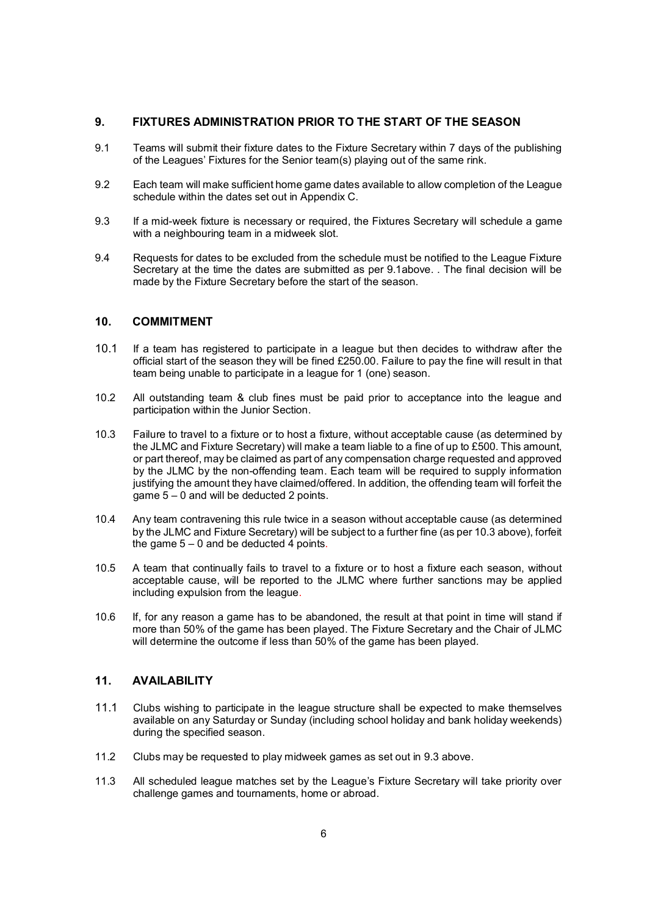## 9. FIXTURES ADMINISTRATION PRIOR TO THE START OF THE SEASON

9.1 Teams will submit their fixture dates to the Fixture Secretary within 7 days of the publishing of the Leagues' Fixtures for the Senior team(s) playing out of the same rink.

9.2 Each team will make sufficient home game dates available to allow completion of the League schedule within the dates set out in Appendix C.

9.3 If a mid-week fixture is necessary or required, the Fixtures Secretary will schedule a game with a neighbouring team in a midweek slot.

9.4 Requests for dates to be excluded from the schedule must be notified to the League Fixture Secretary at the time the dates are submitted as per 9.1above. . The final decision will be made by the Fixture Secretary before the start of the season.

## 10. COMMITMENT

10.1 If a team has registered to participate in a league but then decides to withdraw after the official start of the season they will be fined £250.00. Failure to pay the fine will result in that team being unable to participate in a league for 1 (one) season.

10.2 All outstanding team & club fines must be paid prior to acceptance into the league and participation within the Junior Section.

10.3 Failure to travel to a fixture or to host a fixture, without acceptable cause (as determined by the JLMC and Fixture Secretary) will make a team liable to a fine of up to £500. This amount, or part thereof, may be claimed as part of any compensation charge requested and approved by the JLMC by the non-offending team. Each team will be required to supply information justifying the amount they have claimed/offered. In addition, the offending team will forfeit the game 5 – 0 and will be deducted 2 points.

10.4 Any team contravening this rule twice in a season without acceptable cause (as determined by the JLMC and Fixture Secretary) will be subject to a further fine (as per 10.3 above), forfeit the game 5 – 0 and be deducted 4 points.

10.5 A team that continually fails to travel to a fixture or to host a fixture each season, without acceptable cause, will be reported to the JLMC where further sanctions may be applied including expulsion from the league.

10.6 If, for any reason a game has to be abandoned, the result at that point in time will stand if more than 50% of the game has been played. The Fixture Secretary and the Chair of JLMC will determine the outcome if less than 50% of the game has been played.

## 11. AVAILABILITY

11.1 Clubs wishing to participate in the league structure shall be expected to make themselves available on any Saturday or Sunday (including school holiday and bank holiday weekends) during the specified season.

11.2 Clubs may be requested to play midweek games as set out in 9.3 above.

11.3 All scheduled league matches set by the League's Fixture Secretary will take priority over challenge games and tournaments, home or abroad.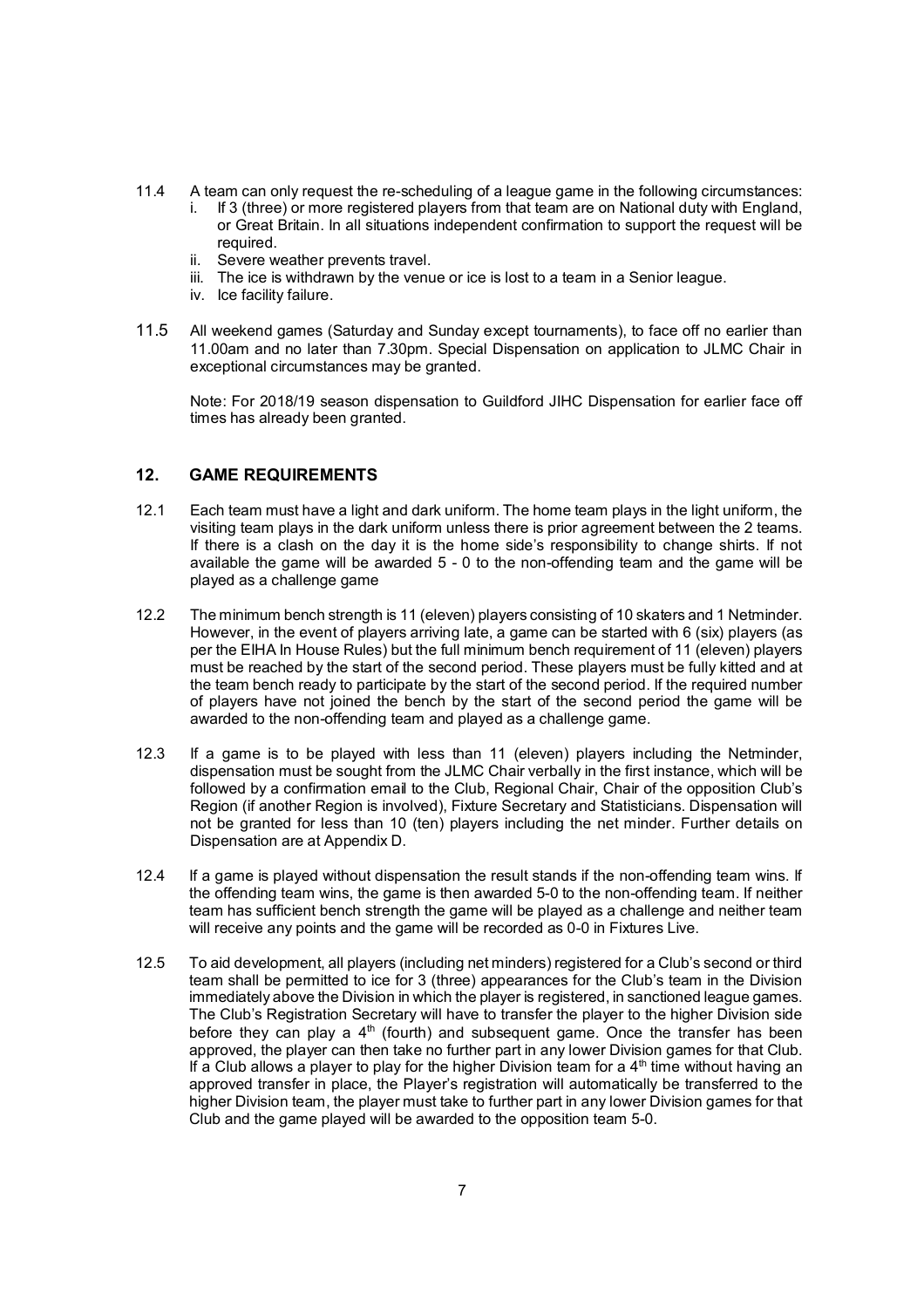11.4 A team can only request the re-scheduling of a league game in the following circumstances:

i. If 3 (three) or more registered players from that team are on National duty with England, or Great Britain. In all situations independent confirmation to support the request will be required.
ii. Severe weather prevents travel.
iii. The ice is withdrawn by the venue or ice is lost to a team in a Senior league.
iv. Ice facility failure.

11.5 All weekend games (Saturday and Sunday except tournaments), to face off no earlier than 11.00am and no later than 7.30pm. Special Dispensation on application to JLMC Chair in exceptional circumstances may be granted.

Note: For 2018/19 season dispensation to Guildford JIHC Dispensation for earlier face off times has already been granted.

## 12. GAME REQUIREMENTS

12.1 Each team must have a light and dark uniform. The home team plays in the light uniform, the visiting team plays in the dark uniform unless there is prior agreement between the 2 teams. If there is a clash on the day it is the home side's responsibility to change shirts. If not available the game will be awarded 5 - 0 to the non-offending team and the game will be played as a challenge game

12.2 The minimum bench strength is 11 (eleven) players consisting of 10 skaters and 1 Netminder. However, in the event of players arriving late, a game can be started with 6 (six) players (as per the EIHA In House Rules) but the full minimum bench requirement of 11 (eleven) players must be reached by the start of the second period. These players must be fully kitted and at the team bench ready to participate by the start of the second period. If the required number of players have not joined the bench by the start of the second period the game will be awarded to the non-offending team and played as a challenge game.

12.3 If a game is to be played with less than 11 (eleven) players including the Netminder, dispensation must be sought from the JLMC Chair verbally in the first instance, which will be followed by a confirmation email to the Club, Regional Chair, Chair of the opposition Club's Region (if another Region is involved), Fixture Secretary and Statisticians. Dispensation will not be granted for less than 10 (ten) players including the net minder. Further details on Dispensation are at Appendix D.

12.4 If a game is played without dispensation the result stands if the non-offending team wins. If the offending team wins, the game is then awarded 5-0 to the non-offending team. If neither team has sufficient bench strength the game will be played as a challenge and neither team will receive any points and the game will be recorded as 0-0 in Fixtures Live.

12.5 To aid development, all players (including net minders) registered for a Club's second or third team shall be permitted to ice for 3 (three) appearances for the Club's team in the Division immediately above the Division in which the player is registered, in sanctioned league games. The Club's Registration Secretary will have to transfer the player to the higher Division side before they can play a 4th (fourth) and subsequent game. Once the transfer has been approved, the player can then take no further part in any lower Division games for that Club. If a Club allows a player to play for the higher Division team for a 4th time without having an approved transfer in place, the Player's registration will automatically be transferred to the higher Division team, the player must take to further part in any lower Division games for that Club and the game played will be awarded to the opposition team 5-0.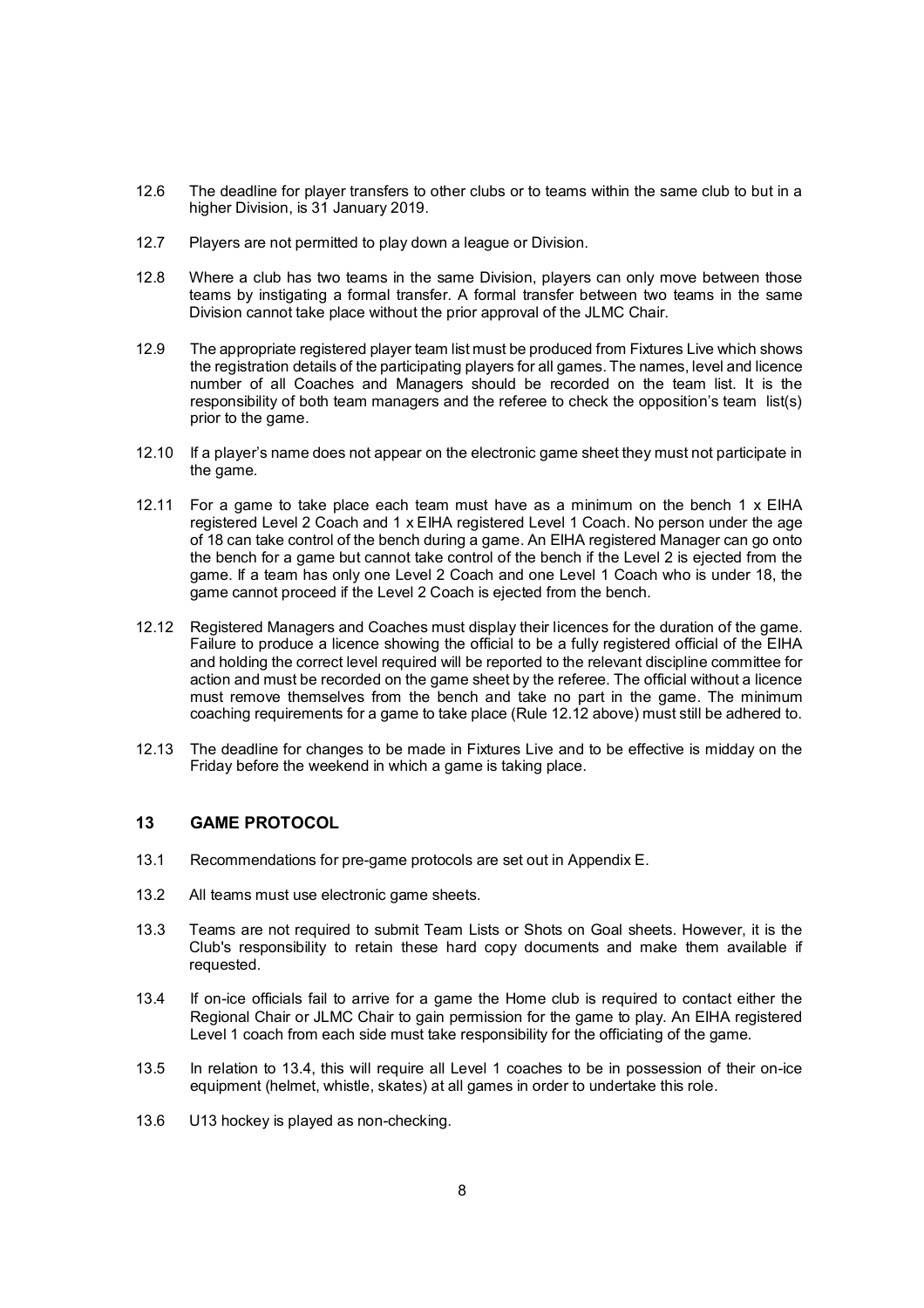12.6 The deadline for player transfers to other clubs or to teams within the same club to but in a higher Division, is 31 January 2019.

12.7 Players are not permitted to play down a league or Division.

12.8 Where a club has two teams in the same Division, players can only move between those teams by instigating a formal transfer. A formal transfer between two teams in the same Division cannot take place without the prior approval of the JLMC Chair.

12.9 The appropriate registered player team list must be produced from Fixtures Live which shows the registration details of the participating players for all games. The names, level and licence number of all Coaches and Managers should be recorded on the team list. It is the responsibility of both team managers and the referee to check the opposition's team list(s) prior to the game.

12.10 If a player's name does not appear on the electronic game sheet they must not participate in the game.

12.11 For a game to take place each team must have as a minimum on the bench 1 x EIHA registered Level 2 Coach and 1 x EIHA registered Level 1 Coach. No person under the age of 18 can take control of the bench during a game. An EIHA registered Manager can go onto the bench for a game but cannot take control of the bench if the Level 2 is ejected from the game. If a team has only one Level 2 Coach and one Level 1 Coach who is under 18, the game cannot proceed if the Level 2 Coach is ejected from the bench.

12.12 Registered Managers and Coaches must display their licences for the duration of the game. Failure to produce a licence showing the official to be a fully registered official of the EIHA and holding the correct level required will be reported to the relevant discipline committee for action and must be recorded on the game sheet by the referee. The official without a licence must remove themselves from the bench and take no part in the game. The minimum coaching requirements for a game to take place (Rule 12.12 above) must still be adhered to.

12.13 The deadline for changes to be made in Fixtures Live and to be effective is midday on the Friday before the weekend in which a game is taking place.

## 13 GAME PROTOCOL

13.1 Recommendations for pre-game protocols are set out in Appendix E.

13.2 All teams must use electronic game sheets.

13.3 Teams are not required to submit Team Lists or Shots on Goal sheets. However, it is the Club's responsibility to retain these hard copy documents and make them available if requested.

13.4 If on-ice officials fail to arrive for a game the Home club is required to contact either the Regional Chair or JLMC Chair to gain permission for the game to play. An EIHA registered Level 1 coach from each side must take responsibility for the officiating of the game.

13.5 In relation to 13.4, this will require all Level 1 coaches to be in possession of their on-ice equipment (helmet, whistle, skates) at all games in order to undertake this role.

13.6 U13 hockey is played as non-checking.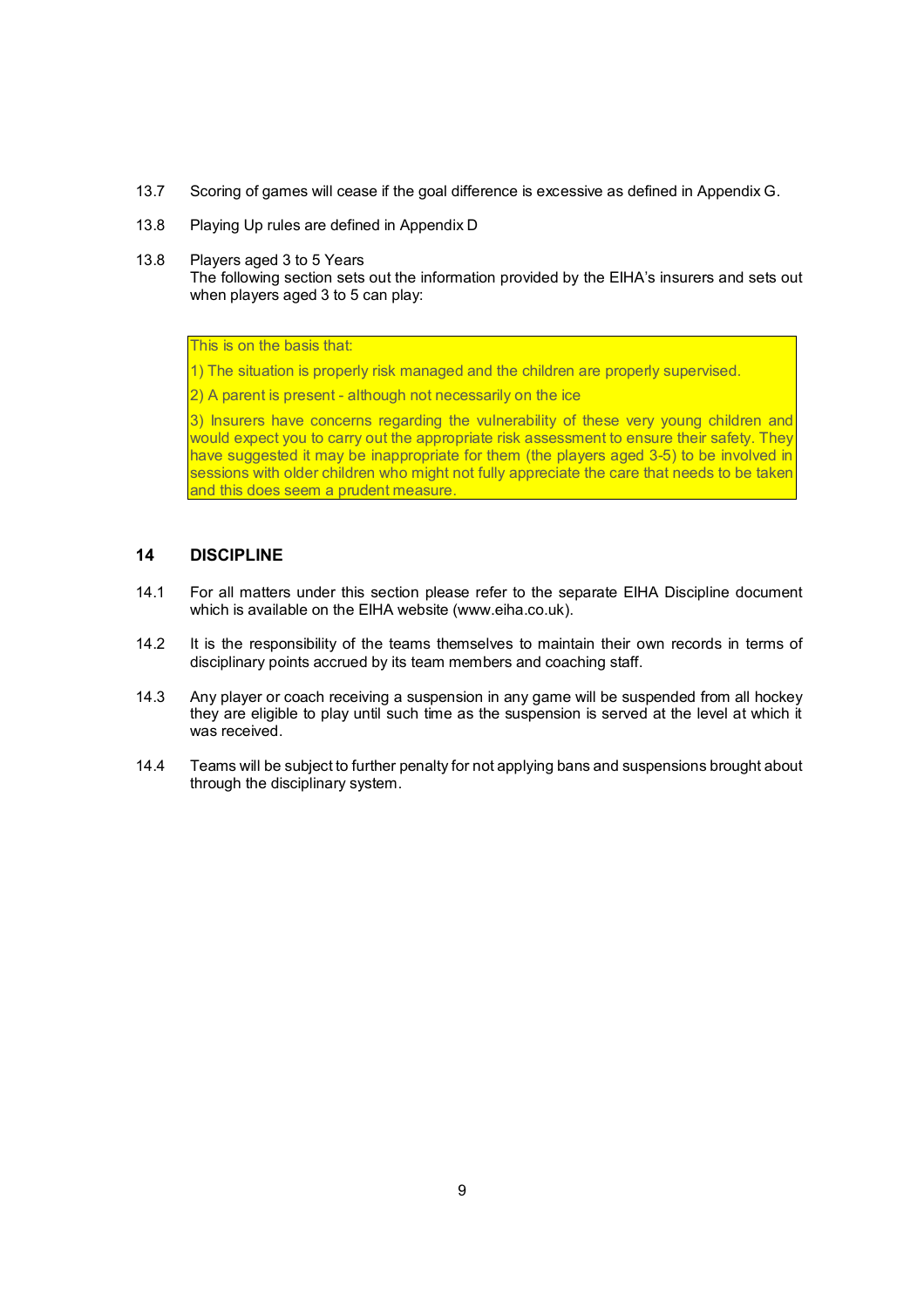13.7 Scoring of games will cease if the goal difference is excessive as defined in Appendix G.

13.8 Playing Up rules are defined in Appendix D

13.8 Players aged 3 to 5 Years
The following section sets out the information provided by the EIHA's insurers and sets out when players aged 3 to 5 can play:

> This is on the basis that:
>
> 1) The situation is properly risk managed and the children are properly supervised.
>
> 2) A parent is present - although not necessarily on the ice
>
> 3) Insurers have concerns regarding the vulnerability of these very young children and would expect you to carry out the appropriate risk assessment to ensure their safety. They have suggested it may be inappropriate for them (the players aged 3-5) to be involved in sessions with older children who might not fully appreciate the care that needs to be taken and this does seem a prudent measure.

## 14 DISCIPLINE

14.1 For all matters under this section please refer to the separate EIHA Discipline document which is available on the EIHA website (www.eiha.co.uk).

14.2 It is the responsibility of the teams themselves to maintain their own records in terms of disciplinary points accrued by its team members and coaching staff.

14.3 Any player or coach receiving a suspension in any game will be suspended from all hockey they are eligible to play until such time as the suspension is served at the level at which it was received.

14.4 Teams will be subject to further penalty for not applying bans and suspensions brought about through the disciplinary system.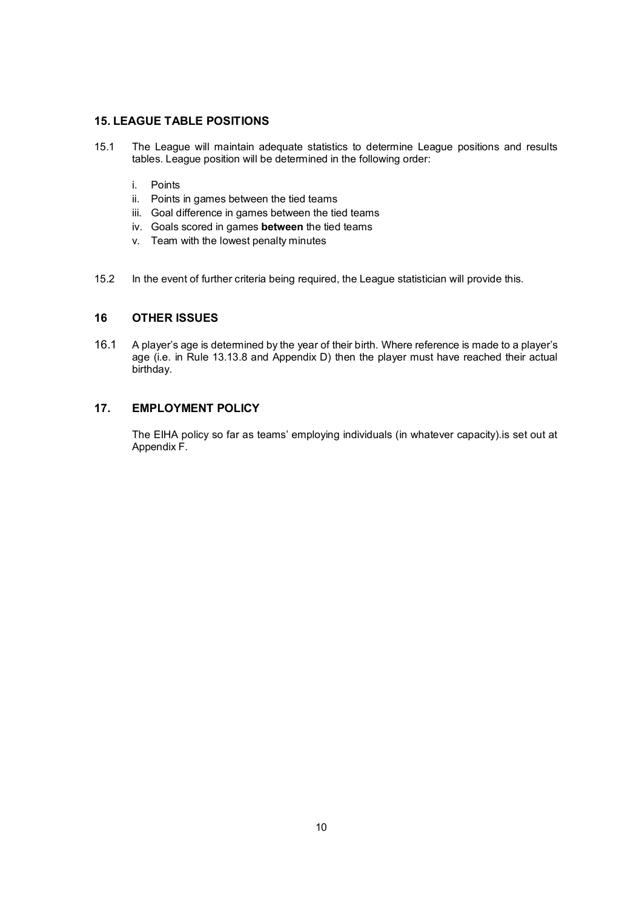## 15. LEAGUE TABLE POSITIONS

15.1 The League will maintain adequate statistics to determine League positions and results tables. League position will be determined in the following order:

i. Points
ii. Points in games between the tied teams
iii. Goal difference in games between the tied teams
iv. Goals scored in games **between** the tied teams
v. Team with the lowest penalty minutes

15.2 In the event of further criteria being required, the League statistician will provide this.

## 16 OTHER ISSUES

16.1 A player's age is determined by the year of their birth. Where reference is made to a player's age (i.e. in Rule 13.13.8 and Appendix D) then the player must have reached their actual birthday.

## 17. EMPLOYMENT POLICY

The EIHA policy so far as teams' employing individuals (in whatever capacity).is set out at Appendix F.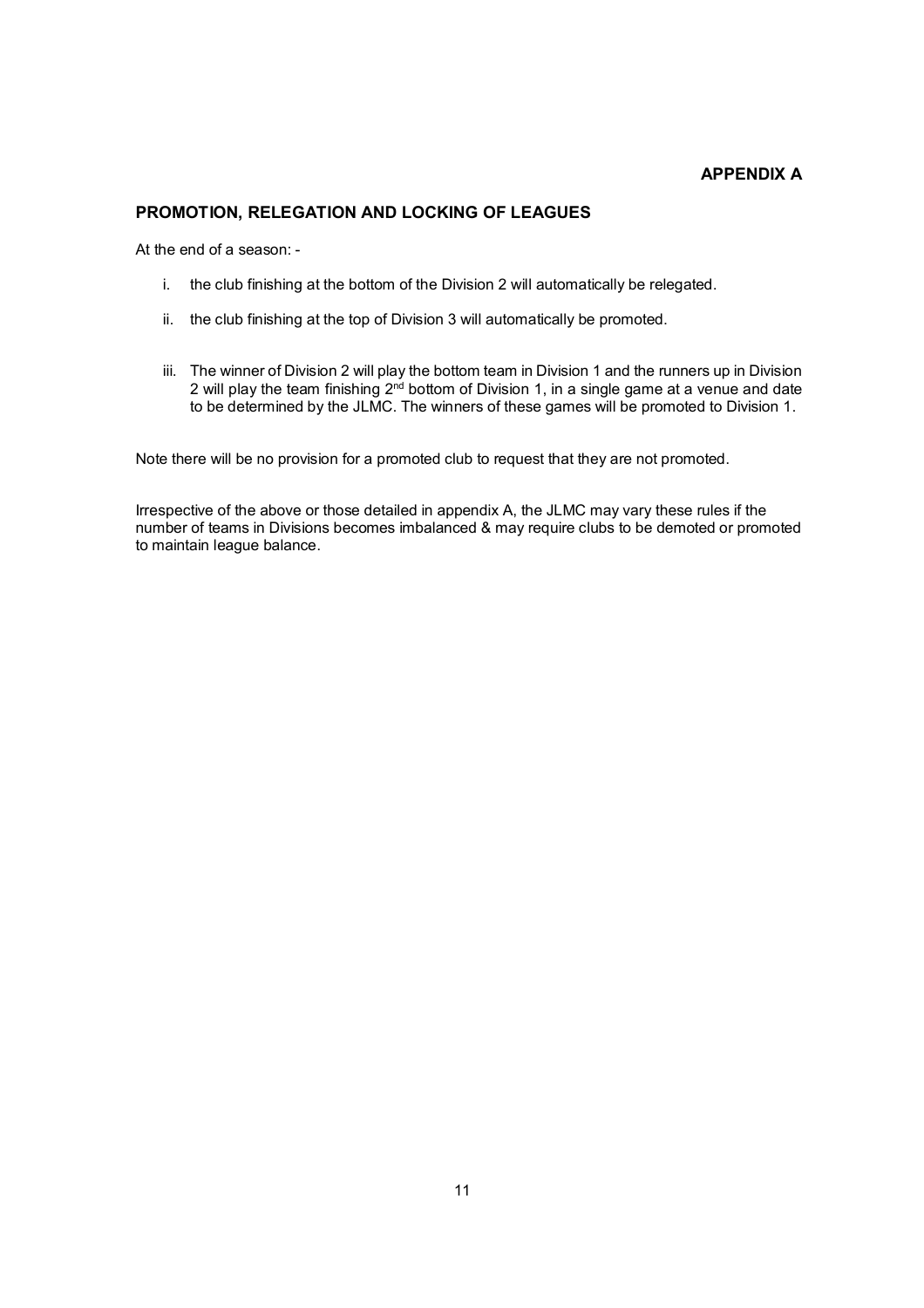**APPENDIX A**

## PROMOTION, RELEGATION AND LOCKING OF LEAGUES

At the end of a season: -

i. the club finishing at the bottom of the Division 2 will automatically be relegated.

ii. the club finishing at the top of Division 3 will automatically be promoted.

iii. The winner of Division 2 will play the bottom team in Division 1 and the runners up in Division 2 will play the team finishing 2nd bottom of Division 1, in a single game at a venue and date to be determined by the JLMC. The winners of these games will be promoted to Division 1.

Note there will be no provision for a promoted club to request that they are not promoted.

Irrespective of the above or those detailed in appendix A, the JLMC may vary these rules if the number of teams in Divisions becomes imbalanced & may require clubs to be demoted or promoted to maintain league balance.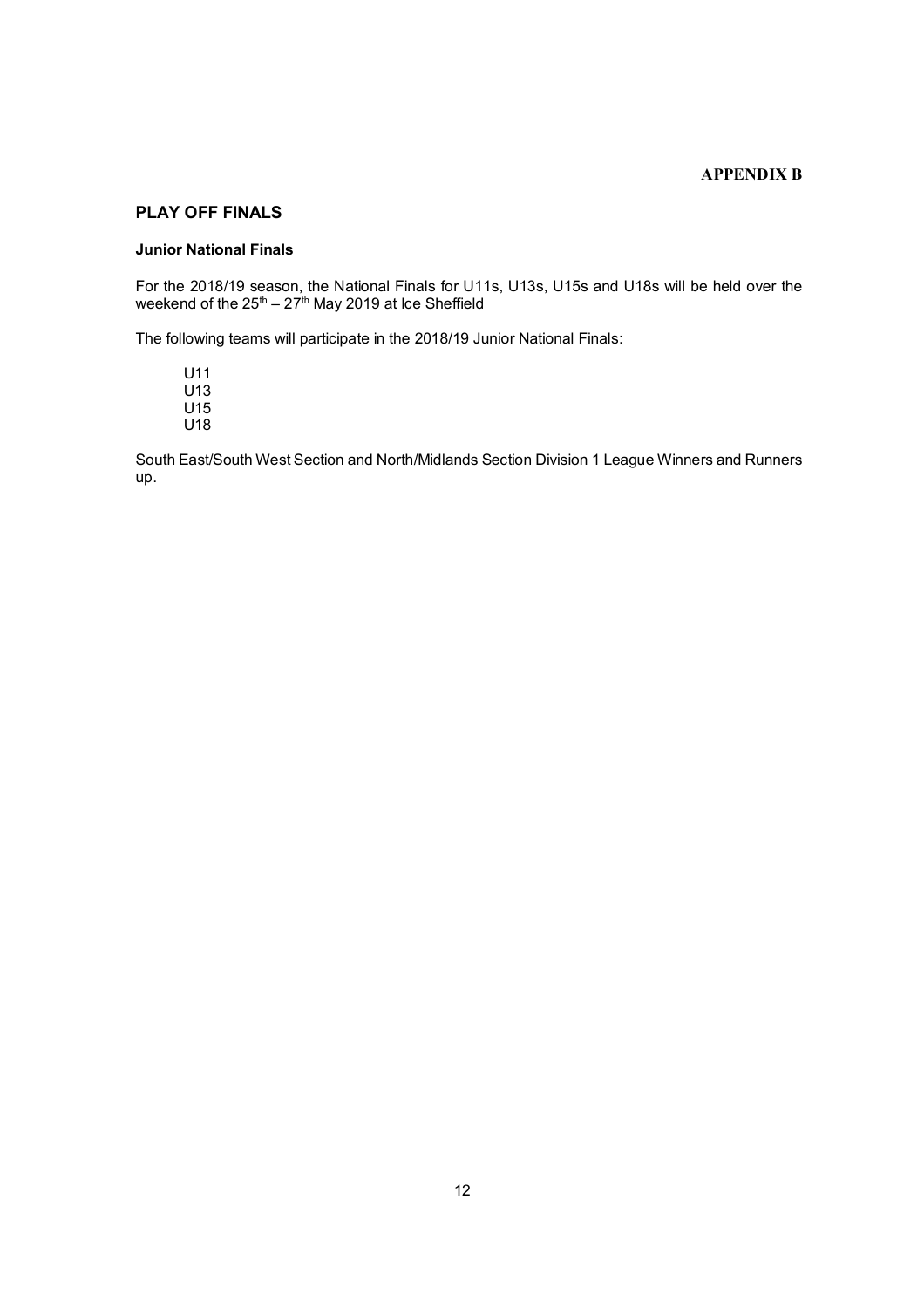**APPENDIX B**

## PLAY OFF FINALS

### Junior National Finals

For the 2018/19 season, the National Finals for U11s, U13s, U15s and U18s will be held over the weekend of the 25th – 27th May 2019 at Ice Sheffield

The following teams will participate in the 2018/19 Junior National Finals:

U11
U13
U15
U18

South East/South West Section and North/Midlands Section Division 1 League Winners and Runners up.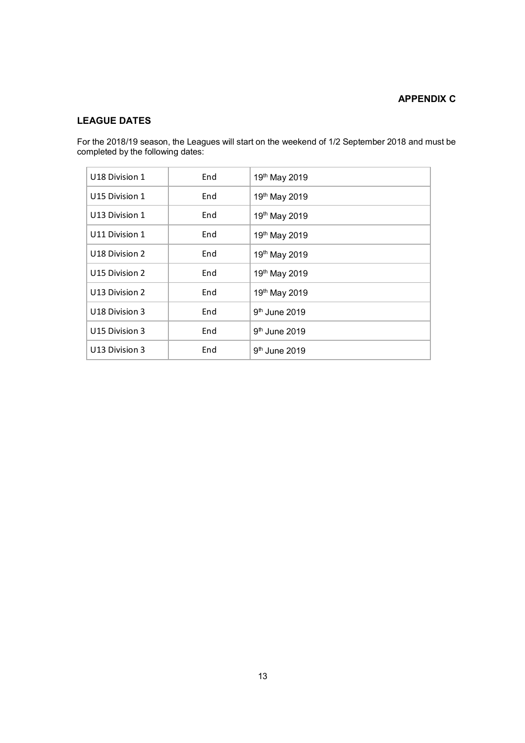**APPENDIX C**

## LEAGUE DATES

For the 2018/19 season, the Leagues will start on the weekend of 1/2 September 2018 and must be completed by the following dates:

| | | |
|---|---|---|
| U18 Division 1 | End | 19th May 2019 |
| U15 Division 1 | End | 19th May 2019 |
| U13 Division 1 | End | 19th May 2019 |
| U11 Division 1 | End | 19th May 2019 |
| U18 Division 2 | End | 19th May 2019 |
| U15 Division 2 | End | 19th May 2019 |
| U13 Division 2 | End | 19th May 2019 |
| U18 Division 3 | End | 9th June 2019 |
| U15 Division 3 | End | 9th June 2019 |
| U13 Division 3 | End | 9th June 2019 |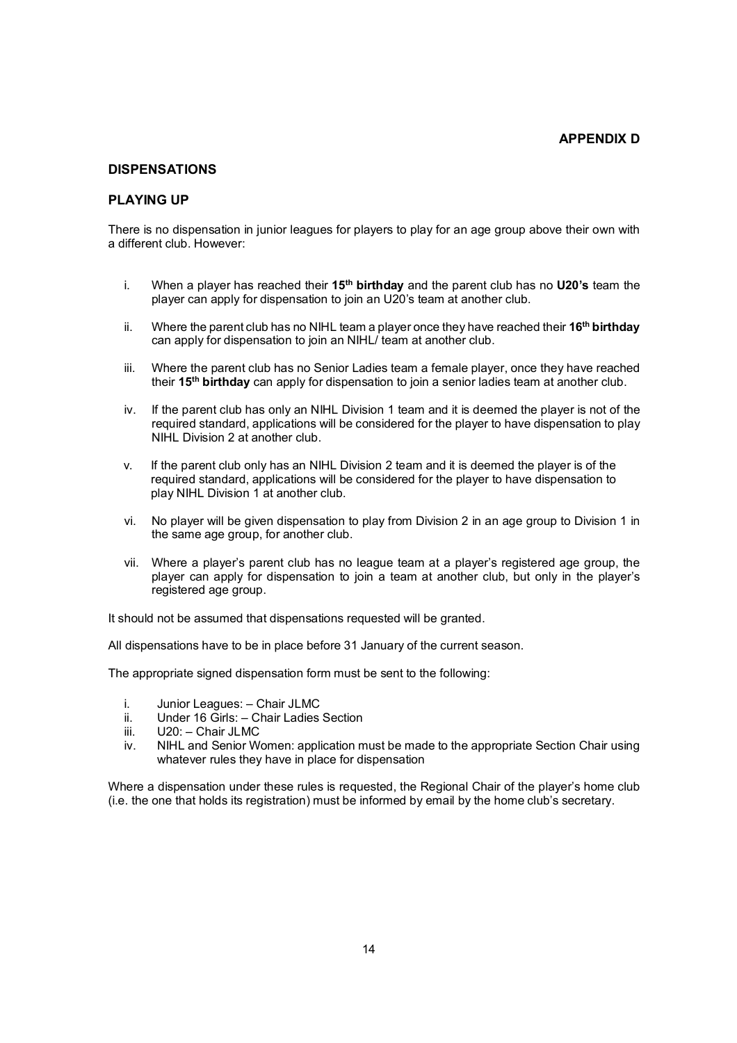**APPENDIX D**

## DISPENSATIONS

## PLAYING UP

There is no dispensation in junior leagues for players to play for an age group above their own with a different club. However:

i. When a player has reached their **15th birthday** and the parent club has no **U20's** team the player can apply for dispensation to join an U20's team at another club.

ii. Where the parent club has no NIHL team a player once they have reached their **16th birthday** can apply for dispensation to join an NIHL/ team at another club.

iii. Where the parent club has no Senior Ladies team a female player, once they have reached their **15th birthday** can apply for dispensation to join a senior ladies team at another club.

iv. If the parent club has only an NIHL Division 1 team and it is deemed the player is not of the required standard, applications will be considered for the player to have dispensation to play NIHL Division 2 at another club.

v. If the parent club only has an NIHL Division 2 team and it is deemed the player is of the required standard, applications will be considered for the player to have dispensation to play NIHL Division 1 at another club.

vi. No player will be given dispensation to play from Division 2 in an age group to Division 1 in the same age group, for another club.

vii. Where a player's parent club has no league team at a player's registered age group, the player can apply for dispensation to join a team at another club, but only in the player's registered age group.

It should not be assumed that dispensations requested will be granted.

All dispensations have to be in place before 31 January of the current season.

The appropriate signed dispensation form must be sent to the following:

i. Junior Leagues: – Chair JLMC
ii. Under 16 Girls: – Chair Ladies Section
iii. U20: – Chair JLMC
iv. NIHL and Senior Women: application must be made to the appropriate Section Chair using whatever rules they have in place for dispensation

Where a dispensation under these rules is requested, the Regional Chair of the player's home club (i.e. the one that holds its registration) must be informed by email by the home club's secretary.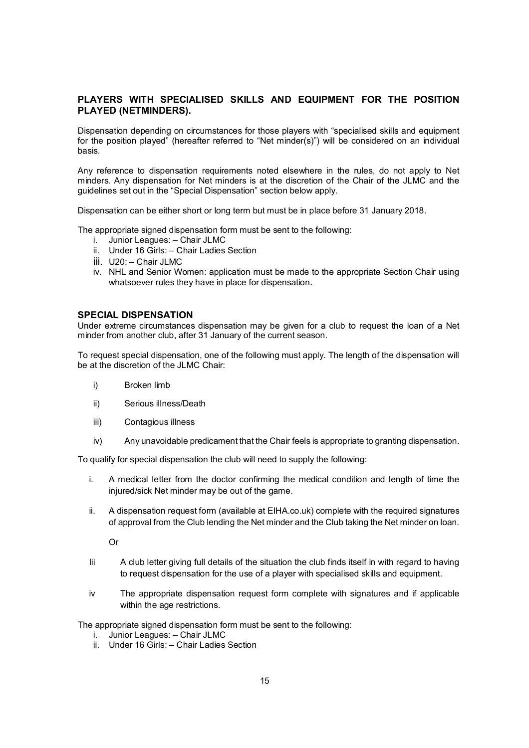## PLAYERS WITH SPECIALISED SKILLS AND EQUIPMENT FOR THE POSITION PLAYED (NETMINDERS).

Dispensation depending on circumstances for those players with "specialised skills and equipment for the position played" (hereafter referred to "Net minder(s)") will be considered on an individual basis.

Any reference to dispensation requirements noted elsewhere in the rules, do not apply to Net minders. Any dispensation for Net minders is at the discretion of the Chair of the JLMC and the guidelines set out in the "Special Dispensation" section below apply.

Dispensation can be either short or long term but must be in place before 31 January 2018.

The appropriate signed dispensation form must be sent to the following:

i. Junior Leagues: – Chair JLMC
ii. Under 16 Girls: – Chair Ladies Section
iii. U20: – Chair JLMC
iv. NHL and Senior Women: application must be made to the appropriate Section Chair using whatsoever rules they have in place for dispensation.

## SPECIAL DISPENSATION

Under extreme circumstances dispensation may be given for a club to request the loan of a Net minder from another club, after 31 January of the current season.

To request special dispensation, one of the following must apply. The length of the dispensation will be at the discretion of the JLMC Chair:

i) Broken limb

ii) Serious illness/Death

iii) Contagious illness

iv) Any unavoidable predicament that the Chair feels is appropriate to granting dispensation.

To qualify for special dispensation the club will need to supply the following:

i. A medical letter from the doctor confirming the medical condition and length of time the injured/sick Net minder may be out of the game.

ii. A dispensation request form (available at EIHA.co.uk) complete with the required signatures of approval from the Club lending the Net minder and the Club taking the Net minder on loan.

Or

Iii A club letter giving full details of the situation the club finds itself in with regard to having to request dispensation for the use of a player with specialised skills and equipment.

iv The appropriate dispensation request form complete with signatures and if applicable within the age restrictions.

The appropriate signed dispensation form must be sent to the following:

i. Junior Leagues: – Chair JLMC
ii. Under 16 Girls: – Chair Ladies Section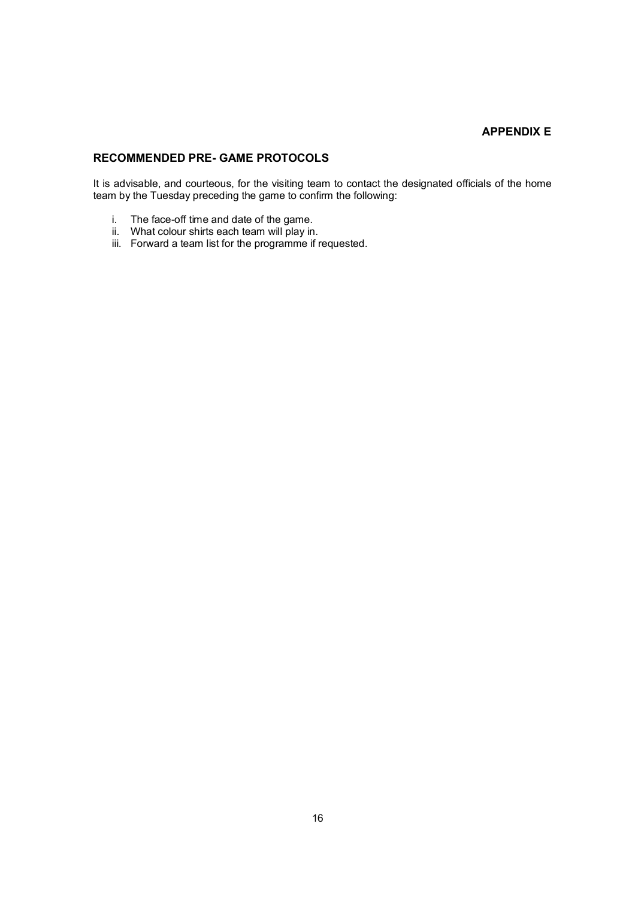**APPENDIX E**

## RECOMMENDED PRE- GAME PROTOCOLS

It is advisable, and courteous, for the visiting team to contact the designated officials of the home team by the Tuesday preceding the game to confirm the following:

i. The face-off time and date of the game.
ii. What colour shirts each team will play in.
iii. Forward a team list for the programme if requested.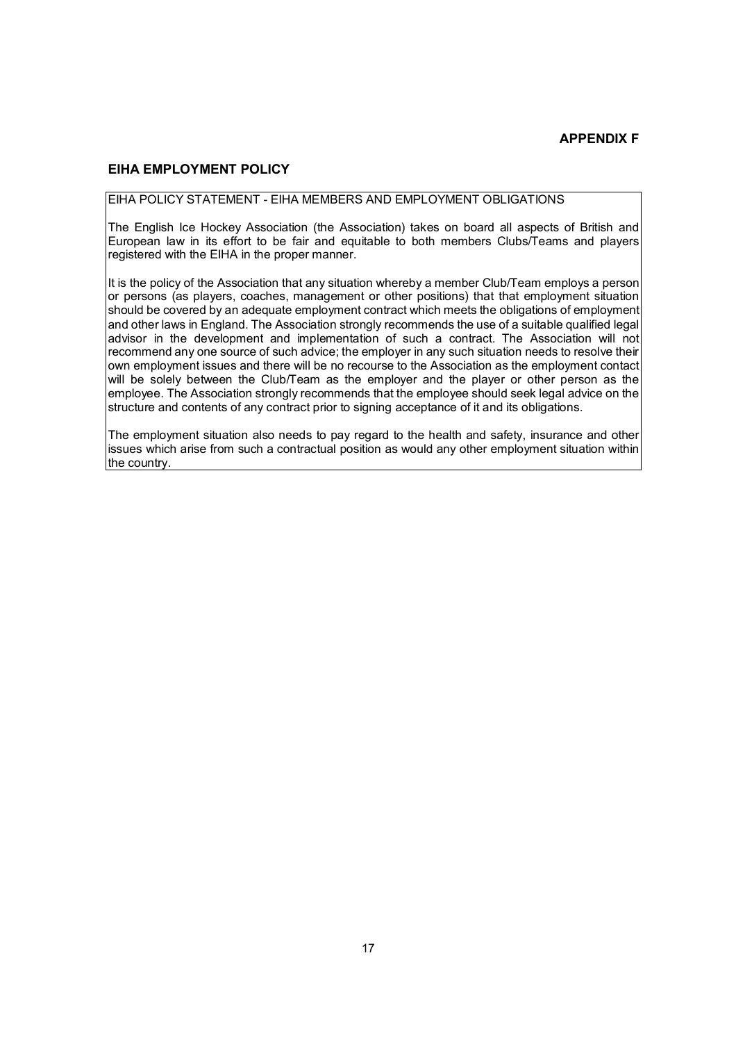**APPENDIX F**

## EIHA EMPLOYMENT POLICY

EIHA POLICY STATEMENT - EIHA MEMBERS AND EMPLOYMENT OBLIGATIONS

The English Ice Hockey Association (the Association) takes on board all aspects of British and European law in its effort to be fair and equitable to both members Clubs/Teams and players registered with the EIHA in the proper manner.

It is the policy of the Association that any situation whereby a member Club/Team employs a person or persons (as players, coaches, management or other positions) that that employment situation should be covered by an adequate employment contract which meets the obligations of employment and other laws in England. The Association strongly recommends the use of a suitable qualified legal advisor in the development and implementation of such a contract. The Association will not recommend any one source of such advice; the employer in any such situation needs to resolve their own employment issues and there will be no recourse to the Association as the employment contact will be solely between the Club/Team as the employer and the player or other person as the employee. The Association strongly recommends that the employee should seek legal advice on the structure and contents of any contract prior to signing acceptance of it and its obligations.

The employment situation also needs to pay regard to the health and safety, insurance and other issues which arise from such a contractual position as would any other employment situation within the country.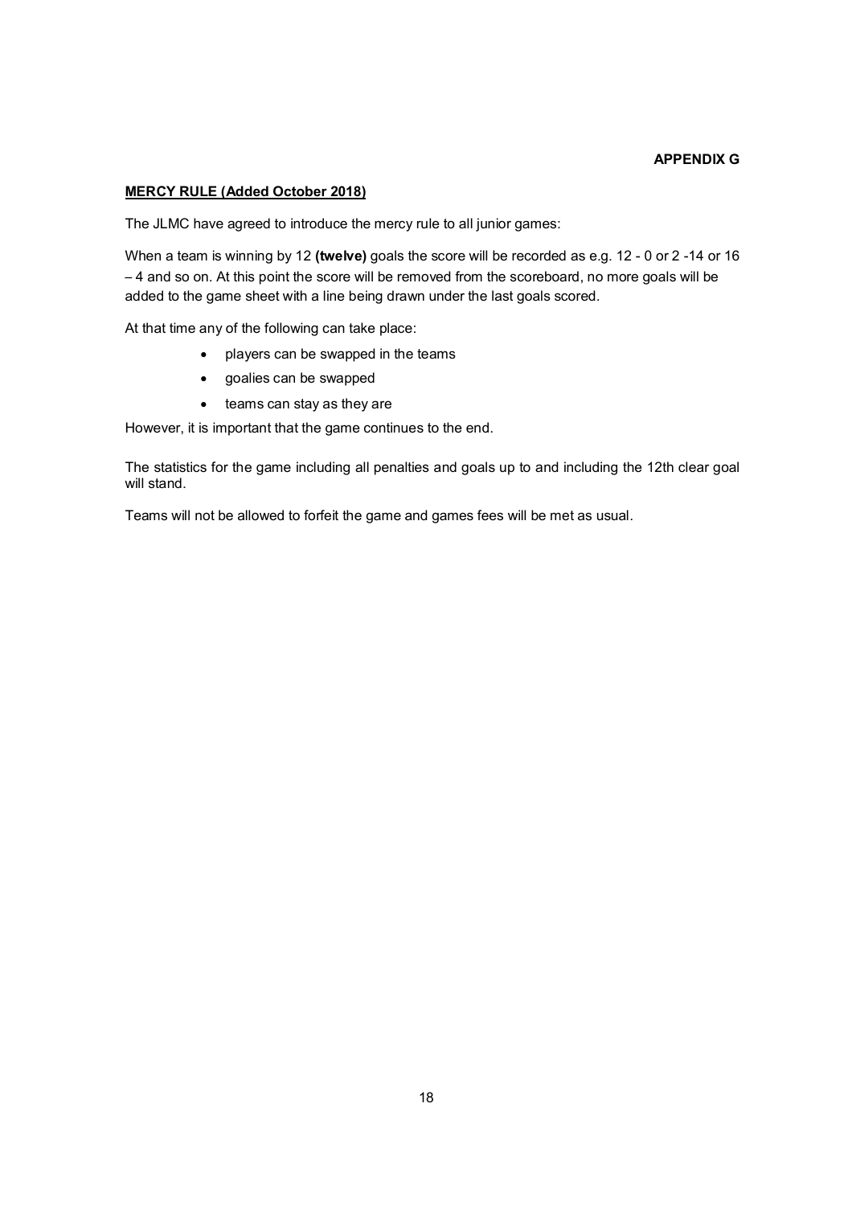**APPENDIX G**

**MERCY RULE (Added October 2018)**

The JLMC have agreed to introduce the mercy rule to all junior games:

When a team is winning by 12 **(twelve)** goals the score will be recorded as e.g. 12 - 0 or 2 -14 or 16 – 4 and so on. At this point the score will be removed from the scoreboard, no more goals will be added to the game sheet with a line being drawn under the last goals scored.

At that time any of the following can take place:

- players can be swapped in the teams
- goalies can be swapped
- teams can stay as they are

However, it is important that the game continues to the end.

The statistics for the game including all penalties and goals up to and including the 12th clear goal will stand.

Teams will not be allowed to forfeit the game and games fees will be met as usual.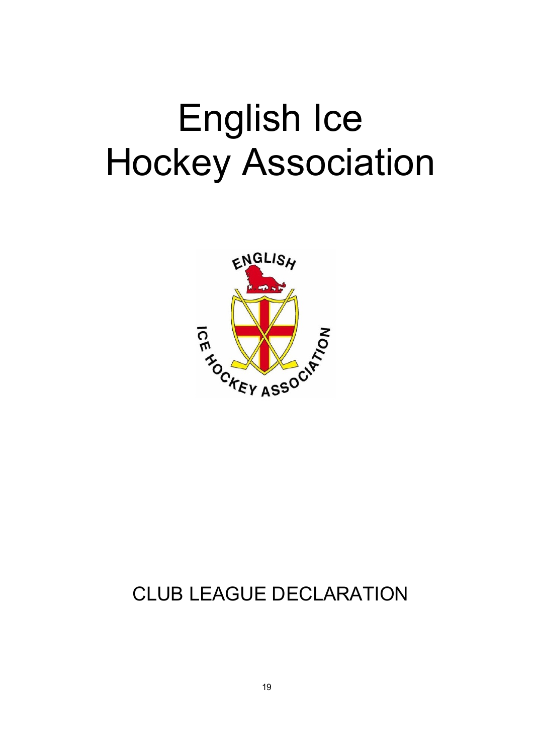# English Ice Hockey Association

CLUB LEAGUE DECLARATION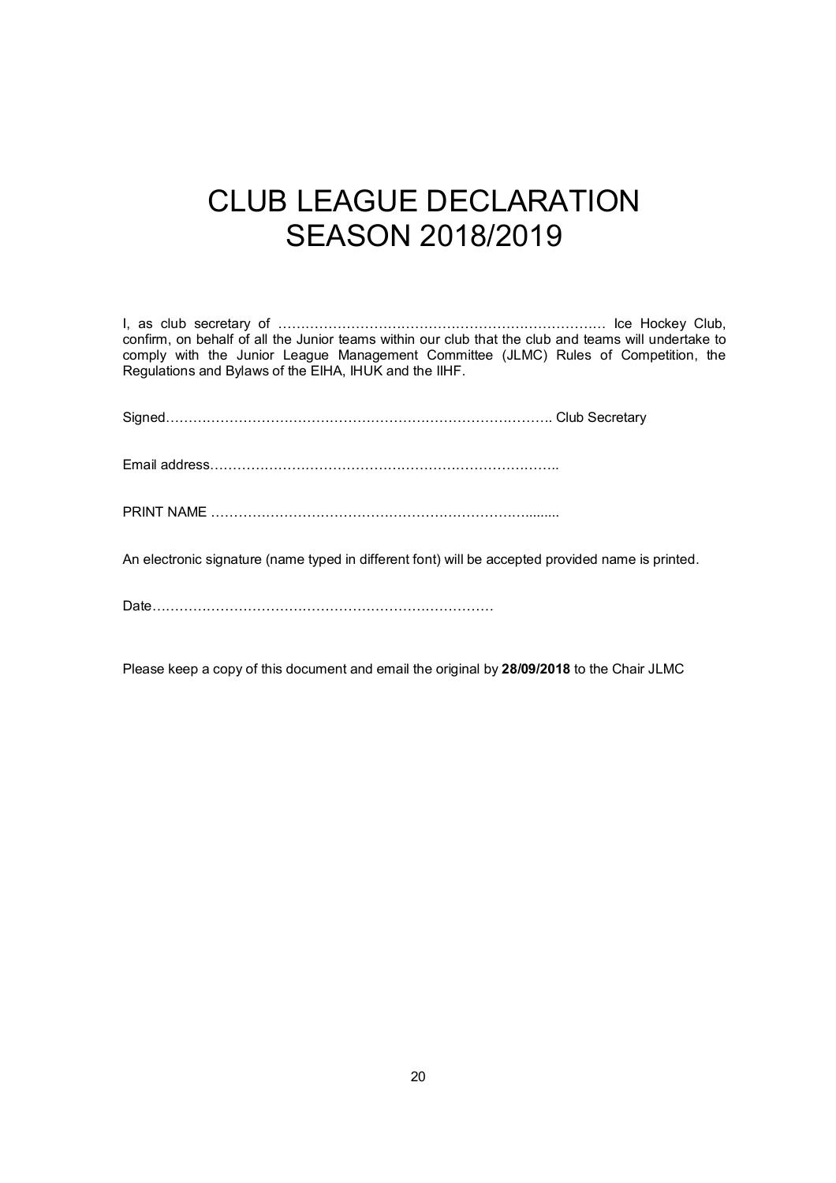# CLUB LEAGUE DECLARATION SEASON 2018/2019

I, as club secretary of ……………………………………………………………… Ice Hockey Club, confirm, on behalf of all the Junior teams within our club that the club and teams will undertake to comply with the Junior League Management Committee (JLMC) Rules of Competition, the Regulations and Bylaws of the EIHA, IHUK and the IIHF.

Signed…………………………………………………………………………. Club Secretary

Email address…………………………………………………………………..

PRINT NAME ………………………………………………………………........

An electronic signature (name typed in different font) will be accepted provided name is printed.

Date…………………………………………………………………

Please keep a copy of this document and email the original by **28/09/2018** to the Chair JLMC